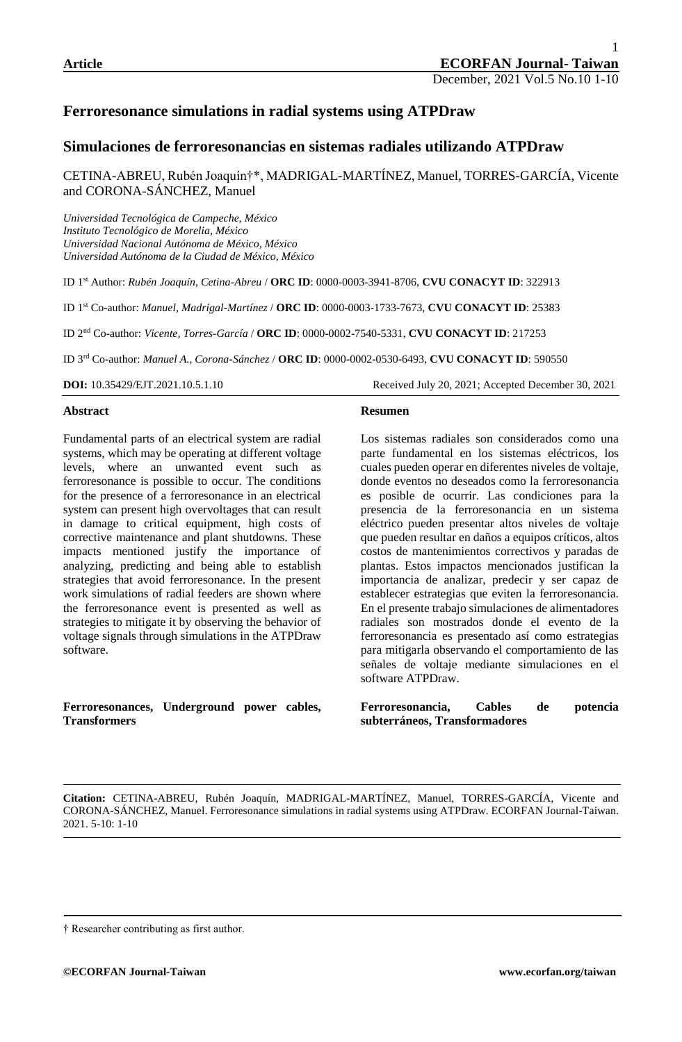**Article**

# Ferroresonance simulations in radial systems using ATPDraw

# Simulaciones de ferroresonancias en sistemas radiales utilizando ATPDraw

CETINA-ABREU, Rubén Joaquín†\*, MADRIGAL-MARTÍNEZ, Manuel, TORRES-GARCÍA, Vicente and CORONA-SÁNCHEZ, Manuel

*Universidad Tecnológica de Campeche, México*
*Instituto Tecnológico de Morelia, México*
*Universidad Nacional Autónoma de México, México*
*Universidad Autónoma de la Ciudad de México, México*

ID 1st Author: *Rubén Joaquín, Cetina-Abreu* / **ORC ID**: 0000-0003-3941-8706, **CVU CONACYT ID**: 322913

ID 1st Co-author: *Manuel, Madrigal-Martínez* / **ORC ID**: 0000-0003-1733-7673, **CVU CONACYT ID**: 25383

ID 2nd Co-author: *Vicente, Torres-García* / **ORC ID**: 0000-0002-7540-5331, **CVU CONACYT ID**: 217253

ID 3rd Co-author: *Manuel A., Corona-Sánchez* / **ORC ID**: 0000-0002-0530-6493, **CVU CONACYT ID**: 590550

**DOI:** 10.35429/EJT.2021.10.5.1.10 Received July 20, 2021; Accepted December 30, 2021

### Abstract

Fundamental parts of an electrical system are radial systems, which may be operating at different voltage levels, where an unwanted event such as ferroresonance is possible to occur. The conditions for the presence of a ferroresonance in an electrical system can present high overvoltages that can result in damage to critical equipment, high costs of corrective maintenance and plant shutdowns. These impacts mentioned justify the importance of analyzing, predicting and being able to establish strategies that avoid ferroresonance. In the present work simulations of radial feeders are shown where the ferroresonance event is presented as well as strategies to mitigate it by observing the behavior of voltage signals through simulations in the ATPDraw software.

**Ferroresonances, Underground power cables, Transformers**

### Resumen

Los sistemas radiales son considerados como una parte fundamental en los sistemas eléctricos, los cuales pueden operar en diferentes niveles de voltaje, donde eventos no deseados como la ferroresonancia es posible de ocurrir. Las condiciones para la presencia de la ferroresonancia en un sistema eléctrico pueden presentar altos niveles de voltaje que pueden resultar en daños a equipos críticos, altos costos de mantenimientos correctivos y paradas de plantas. Estos impactos mencionados justifican la importancia de analizar, predecir y ser capaz de establecer estrategias que eviten la ferroresonancia. En el presente trabajo simulaciones de alimentadores radiales son mostrados donde el evento de la ferroresonancia es presentado así como estrategias para mitigarla observando el comportamiento de las señales de voltaje mediante simulaciones en el software ATPDraw.

**Ferroresonancia, Cables de potencia subterráneos, Transformadores**

---

**Citation:** CETINA-ABREU, Rubén Joaquín, MADRIGAL-MARTÍNEZ, Manuel, TORRES-GARCÍA, Vicente and CORONA-SÁNCHEZ, Manuel. Ferroresonance simulations in radial systems using ATPDraw. ECORFAN Journal-Taiwan. 2021. 5-10: 1-10

---

† Researcher contributing as first author.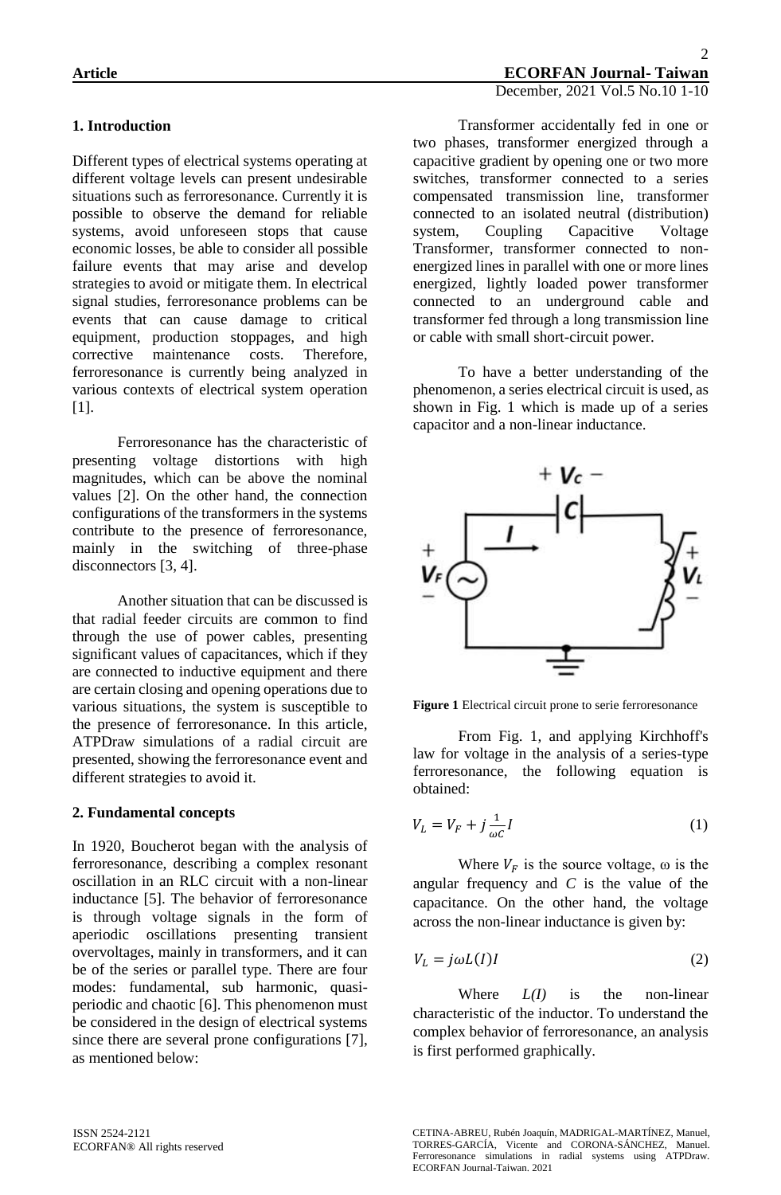## 1. Introduction

Different types of electrical systems operating at different voltage levels can present undesirable situations such as ferroresonance. Currently it is possible to observe the demand for reliable systems, avoid unforeseen stops that cause economic losses, be able to consider all possible failure events that may arise and develop strategies to avoid or mitigate them. In electrical signal studies, ferroresonance problems can be events that can cause damage to critical equipment, production stoppages, and high corrective maintenance costs. Therefore, ferroresonance is currently being analyzed in various contexts of electrical system operation [1].

Ferroresonance has the characteristic of presenting voltage distortions with high magnitudes, which can be above the nominal values [2]. On the other hand, the connection configurations of the transformers in the systems contribute to the presence of ferroresonance, mainly in the switching of three-phase disconnectors [3, 4].

Another situation that can be discussed is that radial feeder circuits are common to find through the use of power cables, presenting significant values of capacitances, which if they are connected to inductive equipment and there are certain closing and opening operations due to various situations, the system is susceptible to the presence of ferroresonance. In this article, ATPDraw simulations of a radial circuit are presented, showing the ferroresonance event and different strategies to avoid it.

## 2. Fundamental concepts

In 1920, Boucherot began with the analysis of ferroresonance, describing a complex resonant oscillation in an RLC circuit with a non-linear inductance [5]. The behavior of ferroresonance is through voltage signals in the form of aperiodic oscillations presenting transient overvoltages, mainly in transformers, and it can be of the series or parallel type. There are four modes: fundamental, sub harmonic, quasi-periodic and chaotic [6]. This phenomenon must be considered in the design of electrical systems since there are several prone configurations [7], as mentioned below:

Transformer accidentally fed in one or two phases, transformer energized through a capacitive gradient by opening one or two more switches, transformer connected to a series compensated transmission line, transformer connected to an isolated neutral (distribution) system, Coupling Capacitive Voltage Transformer, transformer connected to non-energized lines in parallel with one or more lines energized, lightly loaded power transformer connected to an underground cable and transformer fed through a long transmission line or cable with small short-circuit power.

To have a better understanding of the phenomenon, a series electrical circuit is used, as shown in Fig. 1 which is made up of a series capacitor and a non-linear inductance.

**Figure 1** Electrical circuit prone to serie ferroresonance

From Fig. 1, and applying Kirchhoff's law for voltage in the analysis of a series-type ferroresonance, the following equation is obtained:

$$V_L = V_F + j\frac{1}{\omega C}I \tag{1}$$

Where $V_F$ is the source voltage, ω is the angular frequency and $C$ is the value of the capacitance. On the other hand, the voltage across the non-linear inductance is given by:

$$V_L = j\omega L(I)I \tag{2}$$

Where $L(I)$ is the non-linear characteristic of the inductor. To understand the complex behavior of ferroresonance, an analysis is first performed graphically.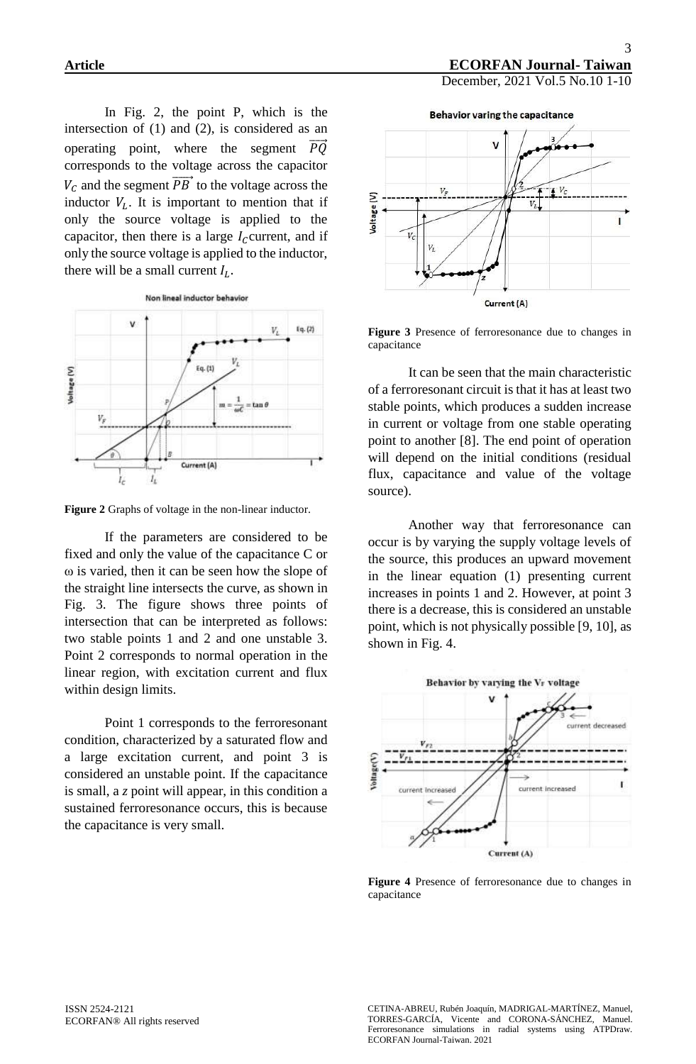In Fig. 2, the point P, which is the intersection of (1) and (2), is considered as an operating point, where the segment $\overrightarrow{PQ}$ corresponds to the voltage across the capacitor $V_C$ and the segment $\overrightarrow{PB}$ to the voltage across the inductor $V_L$. It is important to mention that if only the source voltage is applied to the capacitor, then there is a large $I_C$ current, and if only the source voltage is applied to the inductor, there will be a small current $I_L$.

**Figure 2** Graphs of voltage in the non-linear inductor.

If the parameters are considered to be fixed and only the value of the capacitance C or ω is varied, then it can be seen how the slope of the straight line intersects the curve, as shown in Fig. 3. The figure shows three points of intersection that can be interpreted as follows: two stable points 1 and 2 and one unstable 3. Point 2 corresponds to normal operation in the linear region, with excitation current and flux within design limits.

Point 1 corresponds to the ferroresonant condition, characterized by a saturated flow and a large excitation current, and point 3 is considered an unstable point. If the capacitance is small, a *z* point will appear, in this condition a sustained ferroresonance occurs, this is because the capacitance is very small.

**Figure 3** Presence of ferroresonance due to changes in capacitance

It can be seen that the main characteristic of a ferroresonant circuit is that it has at least two stable points, which produces a sudden increase in current or voltage from one stable operating point to another [8]. The end point of operation will depend on the initial conditions (residual flux, capacitance and value of the voltage source).

Another way that ferroresonance can occur is by varying the supply voltage levels of the source, this produces an upward movement in the linear equation (1) presenting current increases in points 1 and 2. However, at point 3 there is a decrease, this is considered an unstable point, which is not physically possible [9, 10], as shown in Fig. 4.

**Figure 4** Presence of ferroresonance due to changes in capacitance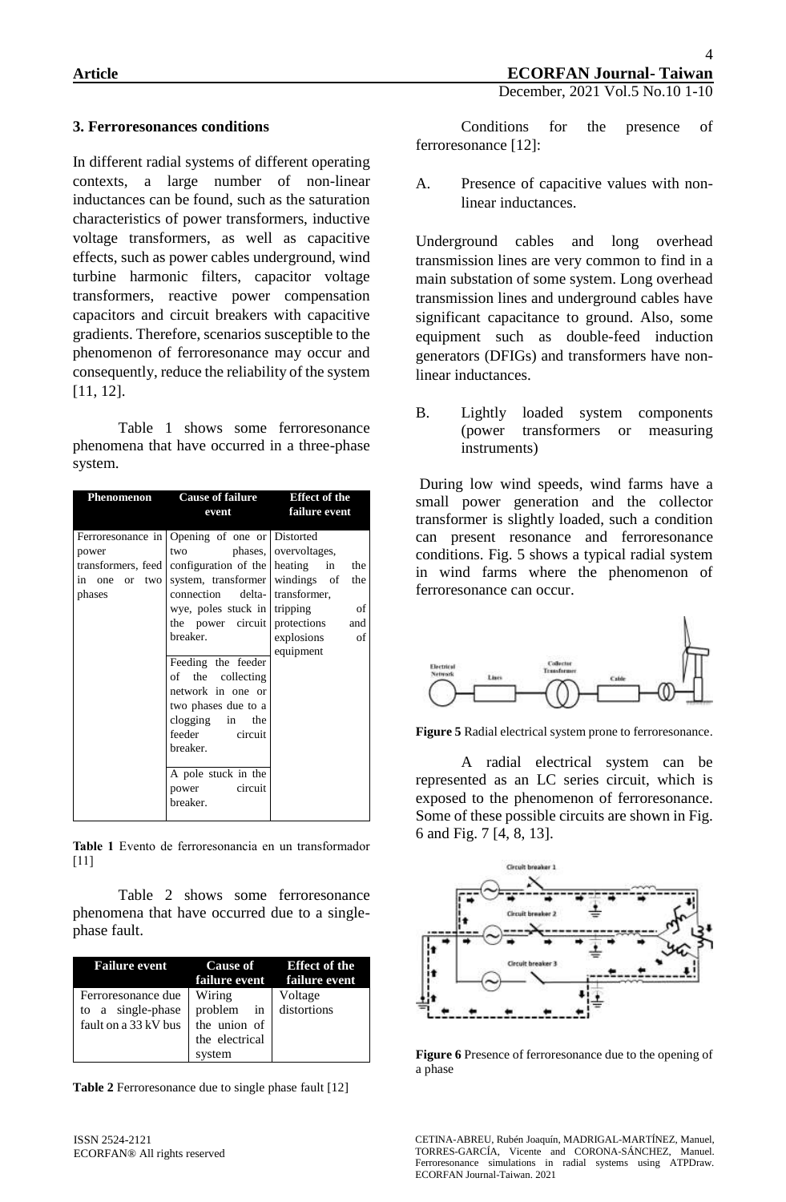## 3. Ferroresonances conditions

In different radial systems of different operating contexts, a large number of non-linear inductances can be found, such as the saturation characteristics of power transformers, inductive voltage transformers, as well as capacitive effects, such as power cables underground, wind turbine harmonic filters, capacitor voltage transformers, reactive power compensation capacitors and circuit breakers with capacitive gradients. Therefore, scenarios susceptible to the phenomenon of ferroresonance may occur and consequently, reduce the reliability of the system [11, 12].

Table 1 shows some ferroresonance phenomena that have occurred in a three-phase system.

| Phenomenon | Cause of failure event | Effect of the failure event |
|---|---|---|
| Ferroresonance in power transformers, feed in one or two phases | Opening of one or two phases, configuration of the system, transformer connection delta-wye, poles stuck in the power circuit breaker. | Distorted overvoltages, heating in the windings of the transformer, tripping of protections and explosions of equipment |
| | Feeding the feeder of the collecting network in one or two phases due to a clogging in the feeder circuit breaker. | |
| | A pole stuck in the power circuit breaker. | |

**Table 1** Evento de ferroresonancia en un transformador [11]

Table 2 shows some ferroresonance phenomena that have occurred due to a single-phase fault.

| Failure event | Cause of failure event | Effect of the failure event |
|---|---|---|
| Ferroresonance due to a single-phase fault on a 33 kV bus | Wiring problem in the union of the electrical system | Voltage distortions |

**Table 2** Ferroresonance due to single phase fault [12]

Conditions for the presence of ferroresonance [12]:

A. Presence of capacitive values with non-linear inductances.

Underground cables and long overhead transmission lines are very common to find in a main substation of some system. Long overhead transmission lines and underground cables have significant capacitance to ground. Also, some equipment such as double-feed induction generators (DFIGs) and transformers have non-linear inductances.

B. Lightly loaded system components (power transformers or measuring instruments)

During low wind speeds, wind farms have a small power generation and the collector transformer is slightly loaded, such a condition can present resonance and ferroresonance conditions. Fig. 5 shows a typical radial system in wind farms where the phenomenon of ferroresonance can occur.

**Figure 5** Radial electrical system prone to ferroresonance.

A radial electrical system can be represented as an LC series circuit, which is exposed to the phenomenon of ferroresonance. Some of these possible circuits are shown in Fig. 6 and Fig. 7 [4, 8, 13].

**Figure 6** Presence of ferroresonance due to the opening of a phase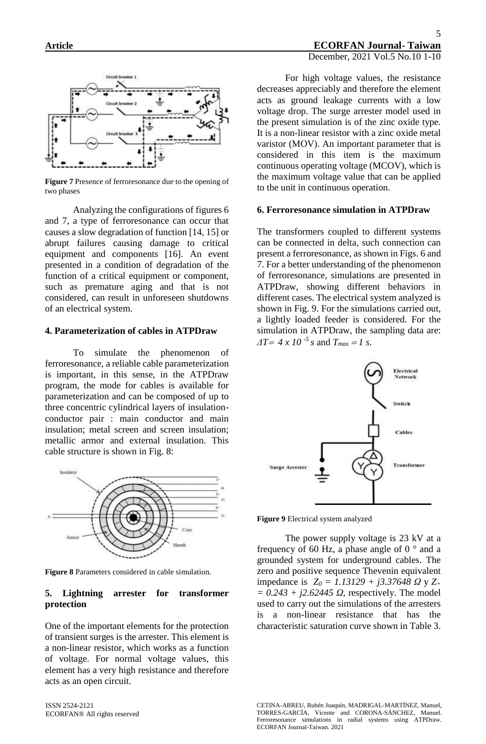**Figure 7** Presence of ferroresonance due to the opening of two phases

Analyzing the configurations of figures 6 and 7, a type of ferroresonance can occur that causes a slow degradation of function [14, 15] or abrupt failures causing damage to critical equipment and components [16]. An event presented in a condition of degradation of the function of a critical equipment or component, such as premature aging and that is not considered, can result in unforeseen shutdowns of an electrical system.

### 4. Parameterization of cables in ATPDraw

To simulate the phenomenon of ferroresonance, a reliable cable parameterization is important, in this sense, in the ATPDraw program, the mode for cables is available for parameterization and can be composed of up to three concentric cylindrical layers of insulation-conductor pair : main conductor and main insulation; metal screen and screen insulation; metallic armor and external insulation. This cable structure is shown in Fig. 8:

**Figure 8** Parameters considered in cable simulation.

### 5. Lightning arrester for transformer protection

One of the important elements for the protection of transient surges is the arrester. This element is a non-linear resistor, which works as a function of voltage. For normal voltage values, this element has a very high resistance and therefore acts as an open circuit.

For high voltage values, the resistance decreases appreciably and therefore the element acts as ground leakage currents with a low voltage drop. The surge arrester model used in the present simulation is of the zinc oxide type. It is a non-linear resistor with a zinc oxide metal varistor (MOV). An important parameter that is considered in this item is the maximum continuous operating voltage (MCOV), which is the maximum voltage value that can be applied to the unit in continuous operation.

### 6. Ferroresonance simulation in ATPDraw

The transformers coupled to different systems can be connected in delta, such connection can present a ferroresonance, as shown in Figs. 6 and 7. For a better understanding of the phenomenon of ferroresonance, simulations are presented in ATPDraw, showing different behaviors in different cases. The electrical system analyzed is shown in Fig. 9. For the simulations carried out, a lightly loaded feeder is considered. For the simulation in ATPDraw, the sampling data are: $\Delta T = 4 \times 10^{-5}$ *s* and $T_{max} = 1$ *s*.

**Figure 9** Electrical system analyzed

The power supply voltage is 23 kV at a frequency of 60 Hz, a phase angle of 0 ° and a grounded system for underground cables. The zero and positive sequence Thevenin equivalent impedance is $Z_0 = 1.13129 + j3.37648\ \Omega$ y $Z_+ = 0.243 + j2.62445\ \Omega$, respectively. The model used to carry out the simulations of the arresters is a non-linear resistance that has the characteristic saturation curve shown in Table 3.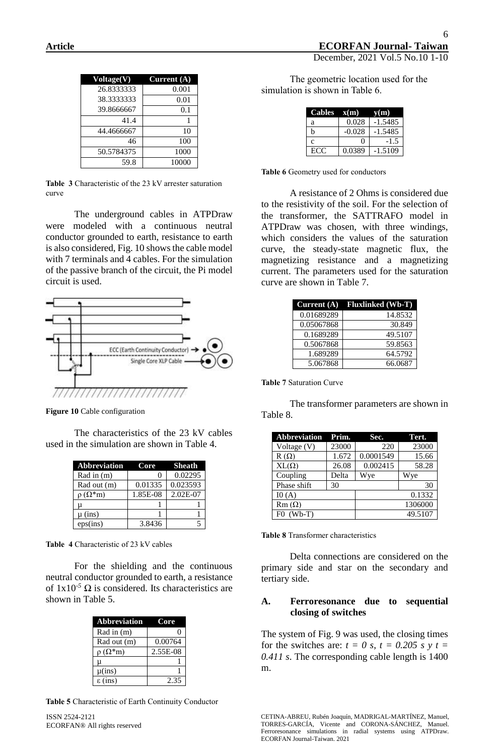| Voltage(V) | Current (A) |
|---|---|
| 26.8333333 | 0.001 |
| 38.3333333 | 0.01 |
| 39.8666667 | 0.1 |
| 41.4 | 1 |
| 44.4666667 | 10 |
| 46 | 100 |
| 50.5784375 | 1000 |
| 59.8 | 10000 |

**Table 3** Characteristic of the 23 kV arrester saturation curve

The underground cables in ATPDraw were modeled with a continuous neutral conductor grounded to earth, resistance to earth is also considered, Fig. 10 shows the cable model with 7 terminals and 4 cables. For the simulation of the passive branch of the circuit, the Pi model circuit is used.

**Figure 10** Cable configuration

The characteristics of the 23 kV cables used in the simulation are shown in Table 4.

| Abbreviation | Core | Sheath |
|---|---|---|
| Rad in (m) | 0 | 0.02295 |
| Rad out (m) | 0.01335 | 0.023593 |
| ρ (Ω*m) | 1.85E-08 | 2.02E-07 |
| μ | 1 | 1 |
| μ (ins) | 1 | 1 |
| eps(ins) | 3.8436 | 5 |

**Table 4** Characteristic of 23 kV cables

For the shielding and the continuous neutral conductor grounded to earth, a resistance of $1x10^{-5}$ Ω is considered. Its characteristics are shown in Table 5.

| Abbreviation | Core |
|---|---|
| Rad in (m) | 0 |
| Rad out (m) | 0.00764 |
| ρ (Ω*m) | 2.55E-08 |
| μ | 1 |
| μ(ins) | 1 |
| ε (ins) | 2.35 |

**Table 5** Characteristic of Earth Continuity Conductor

The geometric location used for the simulation is shown in Table 6.

| Cables | x(m) | y(m) |
|---|---|---|
| a | 0.028 | -1.5485 |
| b | -0.028 | -1.5485 |
| c | 0 | -1.5 |
| ECC | 0.0389 | -1.5109 |

**Table 6** Geometry used for conductors

A resistance of 2 Ohms is considered due to the resistivity of the soil. For the selection of the transformer, the SATTRAFO model in ATPDraw was chosen, with three windings, which considers the values of the saturation curve, the steady-state magnetic flux, the magnetizing resistance and a magnetizing current. The parameters used for the saturation curve are shown in Table 7.

| Current (A) | Fluxlinked (Wb-T) |
|---|---|
| 0.01689289 | 14.8532 |
| 0.05067868 | 30.849 |
| 0.1689289 | 49.5107 |
| 0.5067868 | 59.8563 |
| 1.689289 | 64.5792 |
| 5.067868 | 66.0687 |

**Table 7** Saturation Curve

The transformer parameters are shown in Table 8.

| Abbreviation | Prim. | Sec. | Tert. |
|---|---|---|---|
| Voltage (V) | 23000 | 220 | 23000 |
| R (Ω) | 1.672 | 0.0001549 | 15.66 |
| XL(Ω) | 26.08 | 0.002415 | 58.28 |
| Coupling | Delta | Wye | Wye |
| Phase shift | 30 | | 30 |
| I0 (A) | | 0.1332 | |
| Rm (Ω) | | 1306000 | |
| F0 (Wb-T) | | 49.5107 | |

**Table 8** Transformer characteristics

Delta connections are considered on the primary side and star on the secondary and tertiary side.

### A. Ferroresonance due to sequential closing of switches

The system of Fig. 9 was used, the closing times for the switches are: *t = 0 s, t = 0.205 s y t = 0.411 s*. The corresponding cable length is 1400 m.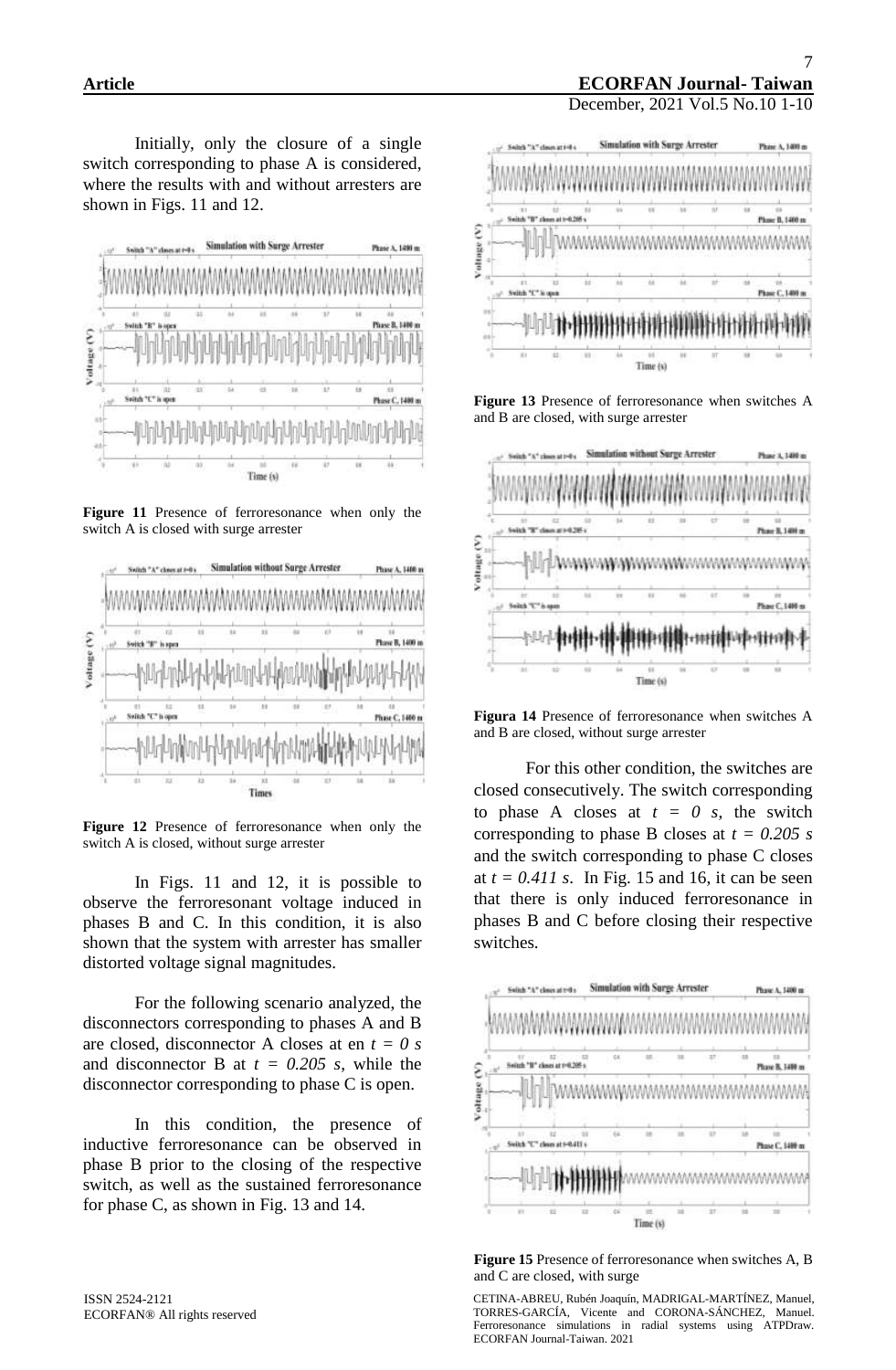Initially, only the closure of a single switch corresponding to phase A is considered, where the results with and without arresters are shown in Figs. 11 and 12.

**Figure 11** Presence of ferroresonance when only the switch A is closed with surge arrester

**Figure 12** Presence of ferroresonance when only the switch A is closed, without surge arrester

In Figs. 11 and 12, it is possible to observe the ferroresonant voltage induced in phases B and C. In this condition, it is also shown that the system with arrester has smaller distorted voltage signal magnitudes.

For the following scenario analyzed, the disconnectors corresponding to phases A and B are closed, disconnector A closes at en $t = 0$ s and disconnector B at $t = 0.205$ s, while the disconnector corresponding to phase C is open.

In this condition, the presence of inductive ferroresonance can be observed in phase B prior to the closing of the respective switch, as well as the sustained ferroresonance for phase C, as shown in Fig. 13 and 14.

**Figure 13** Presence of ferroresonance when switches A and B are closed, with surge arrester

**Figura 14** Presence of ferroresonance when switches A and B are closed, without surge arrester

For this other condition, the switches are closed consecutively. The switch corresponding to phase A closes at $t = 0$ s, the switch corresponding to phase B closes at $t = 0.205$ s and the switch corresponding to phase C closes at $t = 0.411$ s. In Fig. 15 and 16, it can be seen that there is only induced ferroresonance in phases B and C before closing their respective switches.

**Figure 15** Presence of ferroresonance when switches A, B and C are closed, with surge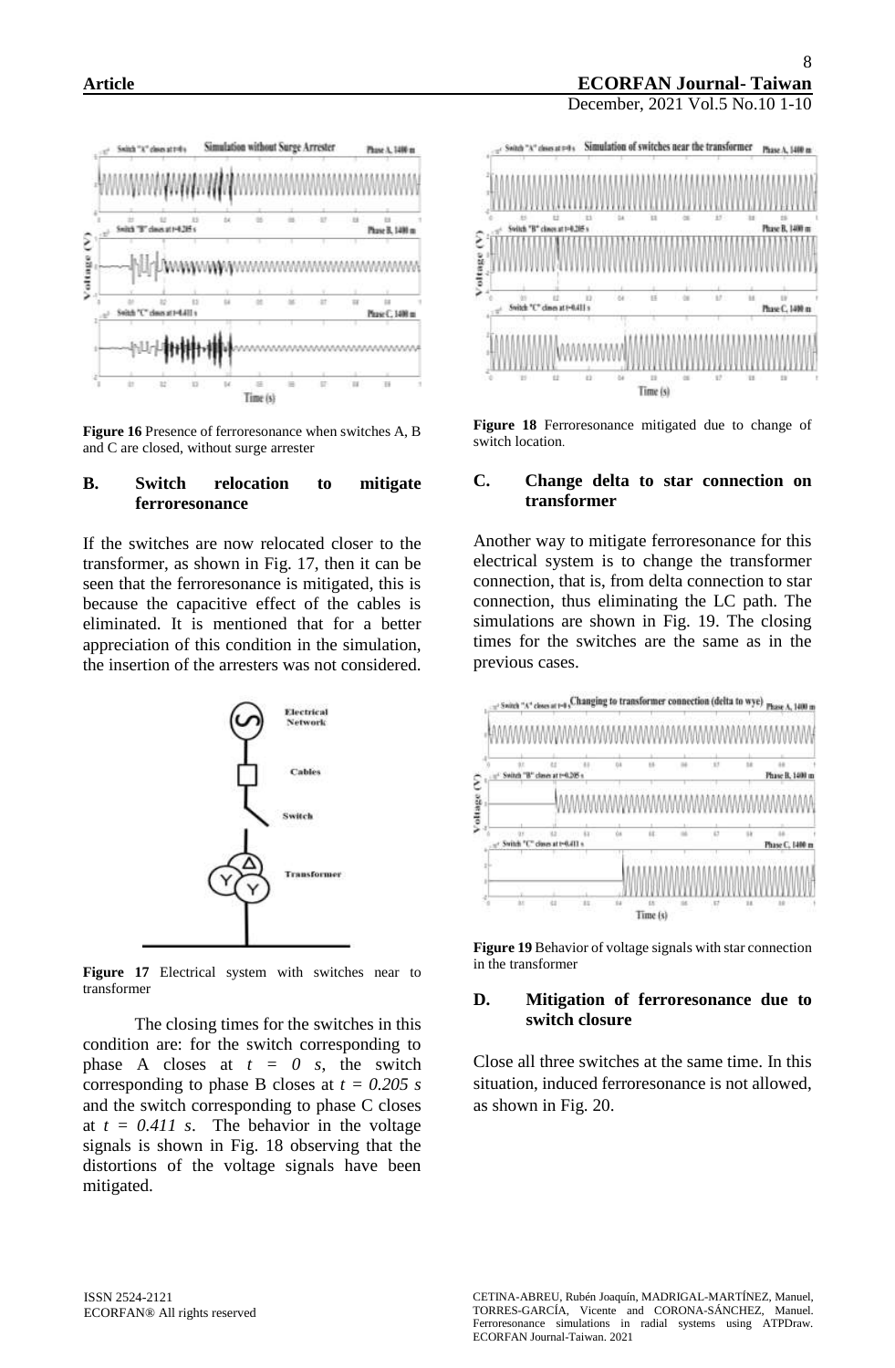**Figure 16** Presence of ferroresonance when switches A, B and C are closed, without surge arrester

### B. Switch relocation to mitigate ferroresonance

If the switches are now relocated closer to the transformer, as shown in Fig. 17, then it can be seen that the ferroresonance is mitigated, this is because the capacitive effect of the cables is eliminated. It is mentioned that for a better appreciation of this condition in the simulation, the insertion of the arresters was not considered.

**Figure 17** Electrical system with switches near to transformer

The closing times for the switches in this condition are: for the switch corresponding to phase A closes at $t = 0$ s, the switch corresponding to phase B closes at $t = 0.205$ s and the switch corresponding to phase C closes at $t = 0.411$ s. The behavior in the voltage signals is shown in Fig. 18 observing that the distortions of the voltage signals have been mitigated.

**Figure 18** Ferroresonance mitigated due to change of switch location.

### C. Change delta to star connection on transformer

Another way to mitigate ferroresonance for this electrical system is to change the transformer connection, that is, from delta connection to star connection, thus eliminating the LC path. The simulations are shown in Fig. 19. The closing times for the switches are the same as in the previous cases.

**Figure 19** Behavior of voltage signals with star connection in the transformer

### D. Mitigation of ferroresonance due to switch closure

Close all three switches at the same time. In this situation, induced ferroresonance is not allowed, as shown in Fig. 20.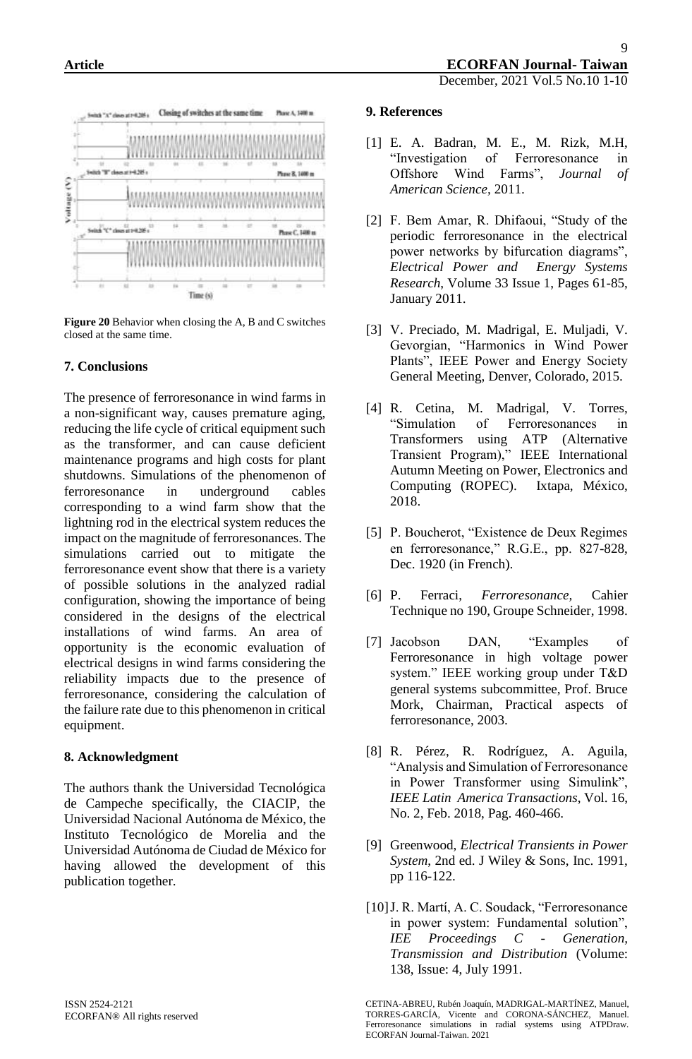**Figure 20** Behavior when closing the A, B and C switches closed at the same time.

## 7. Conclusions

The presence of ferroresonance in wind farms in a non-significant way, causes premature aging, reducing the life cycle of critical equipment such as the transformer, and can cause deficient maintenance programs and high costs for plant shutdowns. Simulations of the phenomenon of ferroresonance in underground cables corresponding to a wind farm show that the lightning rod in the electrical system reduces the impact on the magnitude of ferroresonances. The simulations carried out to mitigate the ferroresonance event show that there is a variety of possible solutions in the analyzed radial configuration, showing the importance of being considered in the designs of the electrical installations of wind farms. An area of opportunity is the economic evaluation of electrical designs in wind farms considering the reliability impacts due to the presence of ferroresonance, considering the calculation of the failure rate due to this phenomenon in critical equipment.

## 8. Acknowledgment

The authors thank the Universidad Tecnológica de Campeche specifically, the CIACIP, the Universidad Nacional Autónoma de México, the Instituto Tecnológico de Morelia and the Universidad Autónoma de Ciudad de México for having allowed the development of this publication together.

## 9. References

[1] E. A. Badran, M. E., M. Rizk, M.H, "Investigation of Ferroresonance in Offshore Wind Farms", *Journal of American Science*, 2011.

[2] F. Bem Amar, R. Dhifaoui, "Study of the periodic ferroresonance in the electrical power networks by bifurcation diagrams", *Electrical Power and Energy Systems Research*, Volume 33 Issue 1, Pages 61-85, January 2011.

[3] V. Preciado, M. Madrigal, E. Muljadi, V. Gevorgian, "Harmonics in Wind Power Plants", IEEE Power and Energy Society General Meeting, Denver, Colorado, 2015.

[4] R. Cetina, M. Madrigal, V. Torres, "Simulation of Ferroresonances in Transformers using ATP (Alternative Transient Program)," IEEE International Autumn Meeting on Power, Electronics and Computing (ROPEC). Ixtapa, México, 2018.

[5] P. Boucherot, "Existence de Deux Regimes en ferroresonance," R.G.E., pp. 827-828, Dec. 1920 (in French).

[6] P. Ferraci, *Ferroresonance*, Cahier Technique no 190, Groupe Schneider, 1998.

[7] Jacobson DAN, "Examples of Ferroresonance in high voltage power system." IEEE working group under T&D general systems subcommittee, Prof. Bruce Mork, Chairman, Practical aspects of ferroresonance, 2003.

[8] R. Pérez, R. Rodríguez, A. Aguila, "Analysis and Simulation of Ferroresonance in Power Transformer using Simulink", *IEEE Latin America Transactions*, Vol. 16, No. 2, Feb. 2018, Pag. 460-466.

[9] Greenwood, *Electrical Transients in Power System*, 2nd ed. J Wiley & Sons, Inc. 1991, pp 116-122.

[10] J. R. Martí, A. C. Soudack, "Ferroresonance in power system: Fundamental solution", *IEE Proceedings C - Generation, Transmission and Distribution* (Volume: 138, Issue: 4, July 1991.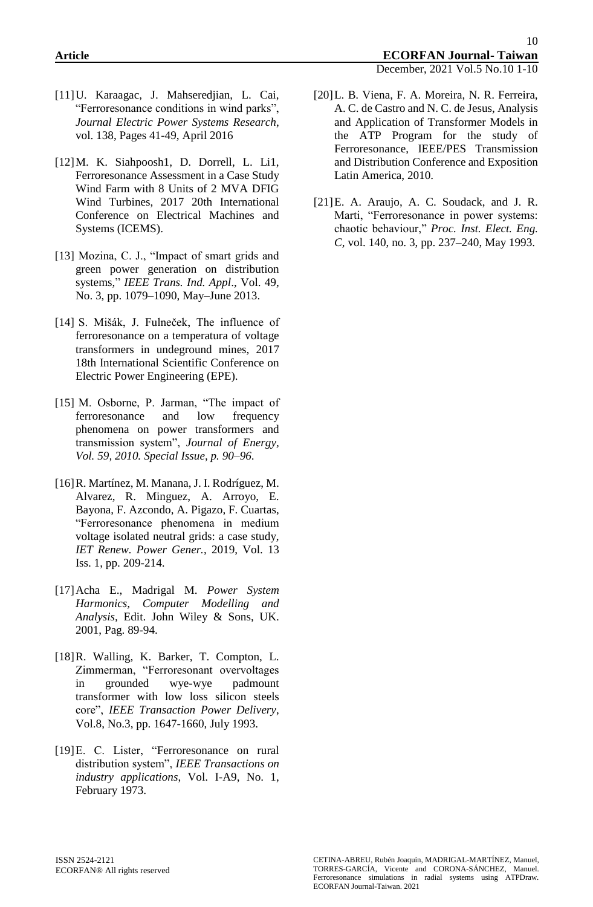[11] U. Karaagac, J. Mahseredjian, L. Cai, "Ferroresonance conditions in wind parks", *Journal Electric Power Systems Research*, vol. 138, Pages 41-49, April 2016

[12] M. K. Siahpoosh1, D. Dorrell, L. Li1, Ferroresonance Assessment in a Case Study Wind Farm with 8 Units of 2 MVA DFIG Wind Turbines, 2017 20th International Conference on Electrical Machines and Systems (ICEMS).

[13] Mozina, C. J., "Impact of smart grids and green power generation on distribution systems," *IEEE Trans. Ind. Appl*., Vol. 49, No. 3, pp. 1079–1090, May–June 2013.

[14] S. Mišák, J. Fulneček, The influence of ferroresonance on a temperatura of voltage transformers in undeground mines, 2017 18th International Scientific Conference on Electric Power Engineering (EPE).

[15] M. Osborne, P. Jarman, "The impact of ferroresonance and low frequency phenomena on power transformers and transmission system", *Journal of Energy, Vol. 59, 2010. Special Issue, p. 90–96*.

[16] R. Martínez, M. Manana, J. I. Rodríguez, M. Alvarez, R. Minguez, A. Arroyo, E. Bayona, F. Azcondo, A. Pigazo, F. Cuartas, "Ferroresonance phenomena in medium voltage isolated neutral grids: a case study, *IET Renew. Power Gener.*, 2019, Vol. 13 Iss. 1, pp. 209-214.

[17] Acha E., Madrigal M. *Power System Harmonics, Computer Modelling and Analysis*, Edit. John Wiley & Sons, UK. 2001, Pag. 89-94.

[18] R. Walling, K. Barker, T. Compton, L. Zimmerman, "Ferroresonant overvoltages in grounded wye-wye padmount transformer with low loss silicon steels core", *IEEE Transaction Power Delivery*, Vol.8, No.3, pp. 1647-1660, July 1993.

[19] E. C. Lister, "Ferroresonance on rural distribution system", *IEEE Transactions on industry applications*, Vol. I-A9, No. 1, February 1973.

[20] L. B. Viena, F. A. Moreira, N. R. Ferreira, A. C. de Castro and N. C. de Jesus, Analysis and Application of Transformer Models in the ATP Program for the study of Ferroresonance, IEEE/PES Transmission and Distribution Conference and Exposition Latin America, 2010.

[21] E. A. Araujo, A. C. Soudack, and J. R. Marti, "Ferroresonance in power systems: chaotic behaviour," *Proc. Inst. Elect. Eng. C*, vol. 140, no. 3, pp. 237–240, May 1993.